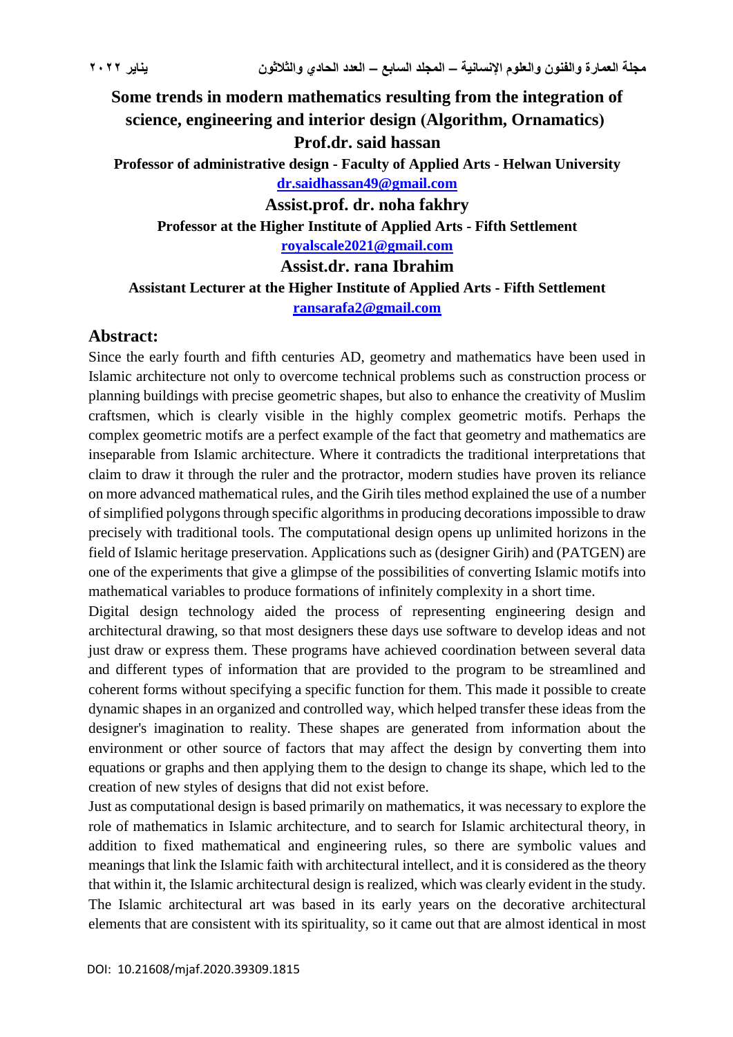# Some trends in modern mathematics resulting from the integration of science, engineering and interior design (Algorithm, Ornamatics)

**Prof.dr. said hassan**

**Professor of administrative design - Faculty of Applied Arts - Helwan University**

**dr.saidhassan49@gmail.com**

**Assist.prof. dr. noha fakhry**

**Professor at the Higher Institute of Applied Arts - Fifth Settlement**

**royalscale2021@gmail.com**

**Assist.dr. rana Ibrahim**

**Assistant Lecturer at the Higher Institute of Applied Arts - Fifth Settlement**

**ransarafa2@gmail.com**

## Abstract:

Since the early fourth and fifth centuries AD, geometry and mathematics have been used in Islamic architecture not only to overcome technical problems such as construction process or planning buildings with precise geometric shapes, but also to enhance the creativity of Muslim craftsmen, which is clearly visible in the highly complex geometric motifs. Perhaps the complex geometric motifs are a perfect example of the fact that geometry and mathematics are inseparable from Islamic architecture. Where it contradicts the traditional interpretations that claim to draw it through the ruler and the protractor, modern studies have proven its reliance on more advanced mathematical rules, and the Girih tiles method explained the use of a number of simplified polygons through specific algorithms in producing decorations impossible to draw precisely with traditional tools. The computational design opens up unlimited horizons in the field of Islamic heritage preservation. Applications such as (designer Girih) and (PATGEN) are one of the experiments that give a glimpse of the possibilities of converting Islamic motifs into mathematical variables to produce formations of infinitely complexity in a short time.

Digital design technology aided the process of representing engineering design and architectural drawing, so that most designers these days use software to develop ideas and not just draw or express them. These programs have achieved coordination between several data and different types of information that are provided to the program to be streamlined and coherent forms without specifying a specific function for them. This made it possible to create dynamic shapes in an organized and controlled way, which helped transfer these ideas from the designer's imagination to reality. These shapes are generated from information about the environment or other source of factors that may affect the design by converting them into equations or graphs and then applying them to the design to change its shape, which led to the creation of new styles of designs that did not exist before.

Just as computational design is based primarily on mathematics, it was necessary to explore the role of mathematics in Islamic architecture, and to search for Islamic architectural theory, in addition to fixed mathematical and engineering rules, so there are symbolic values and meanings that link the Islamic faith with architectural intellect, and it is considered as the theory that within it, the Islamic architectural design is realized, which was clearly evident in the study. The Islamic architectural art was based in its early years on the decorative architectural elements that are consistent with its spirituality, so it came out that are almost identical in most

DOI: 10.21608/mjaf.2020.39309.1815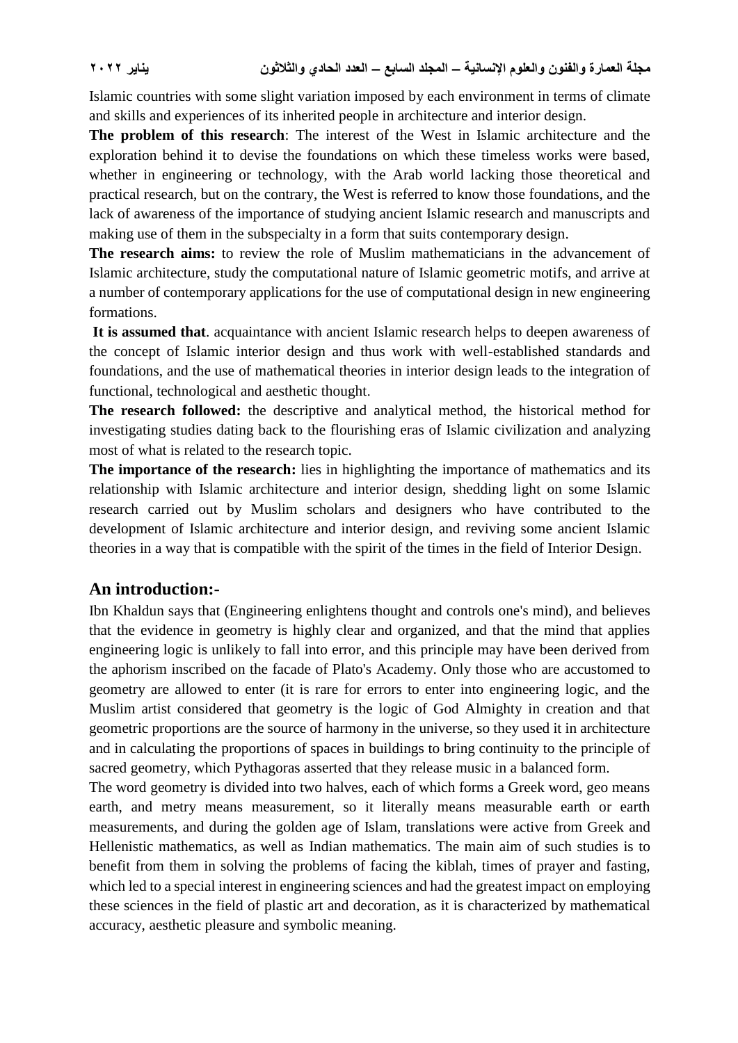Islamic countries with some slight variation imposed by each environment in terms of climate and skills and experiences of its inherited people in architecture and interior design.

**The problem of this research**: The interest of the West in Islamic architecture and the exploration behind it to devise the foundations on which these timeless works were based, whether in engineering or technology, with the Arab world lacking those theoretical and practical research, but on the contrary, the West is referred to know those foundations, and the lack of awareness of the importance of studying ancient Islamic research and manuscripts and making use of them in the subspecialty in a form that suits contemporary design.

**The research aims:** to review the role of Muslim mathematicians in the advancement of Islamic architecture, study the computational nature of Islamic geometric motifs, and arrive at a number of contemporary applications for the use of computational design in new engineering formations.

**It is assumed that**. acquaintance with ancient Islamic research helps to deepen awareness of the concept of Islamic interior design and thus work with well-established standards and foundations, and the use of mathematical theories in interior design leads to the integration of functional, technological and aesthetic thought.

**The research followed:** the descriptive and analytical method, the historical method for investigating studies dating back to the flourishing eras of Islamic civilization and analyzing most of what is related to the research topic.

**The importance of the research:** lies in highlighting the importance of mathematics and its relationship with Islamic architecture and interior design, shedding light on some Islamic research carried out by Muslim scholars and designers who have contributed to the development of Islamic architecture and interior design, and reviving some ancient Islamic theories in a way that is compatible with the spirit of the times in the field of Interior Design.

## An introduction:-

Ibn Khaldun says that (Engineering enlightens thought and controls one's mind), and believes that the evidence in geometry is highly clear and organized, and that the mind that applies engineering logic is unlikely to fall into error, and this principle may have been derived from the aphorism inscribed on the facade of Plato's Academy. Only those who are accustomed to geometry are allowed to enter (it is rare for errors to enter into engineering logic, and the Muslim artist considered that geometry is the logic of God Almighty in creation and that geometric proportions are the source of harmony in the universe, so they used it in architecture and in calculating the proportions of spaces in buildings to bring continuity to the principle of sacred geometry, which Pythagoras asserted that they release music in a balanced form.

The word geometry is divided into two halves, each of which forms a Greek word, geo means earth, and metry means measurement, so it literally means measurable earth or earth measurements, and during the golden age of Islam, translations were active from Greek and Hellenistic mathematics, as well as Indian mathematics. The main aim of such studies is to benefit from them in solving the problems of facing the kiblah, times of prayer and fasting, which led to a special interest in engineering sciences and had the greatest impact on employing these sciences in the field of plastic art and decoration, as it is characterized by mathematical accuracy, aesthetic pleasure and symbolic meaning.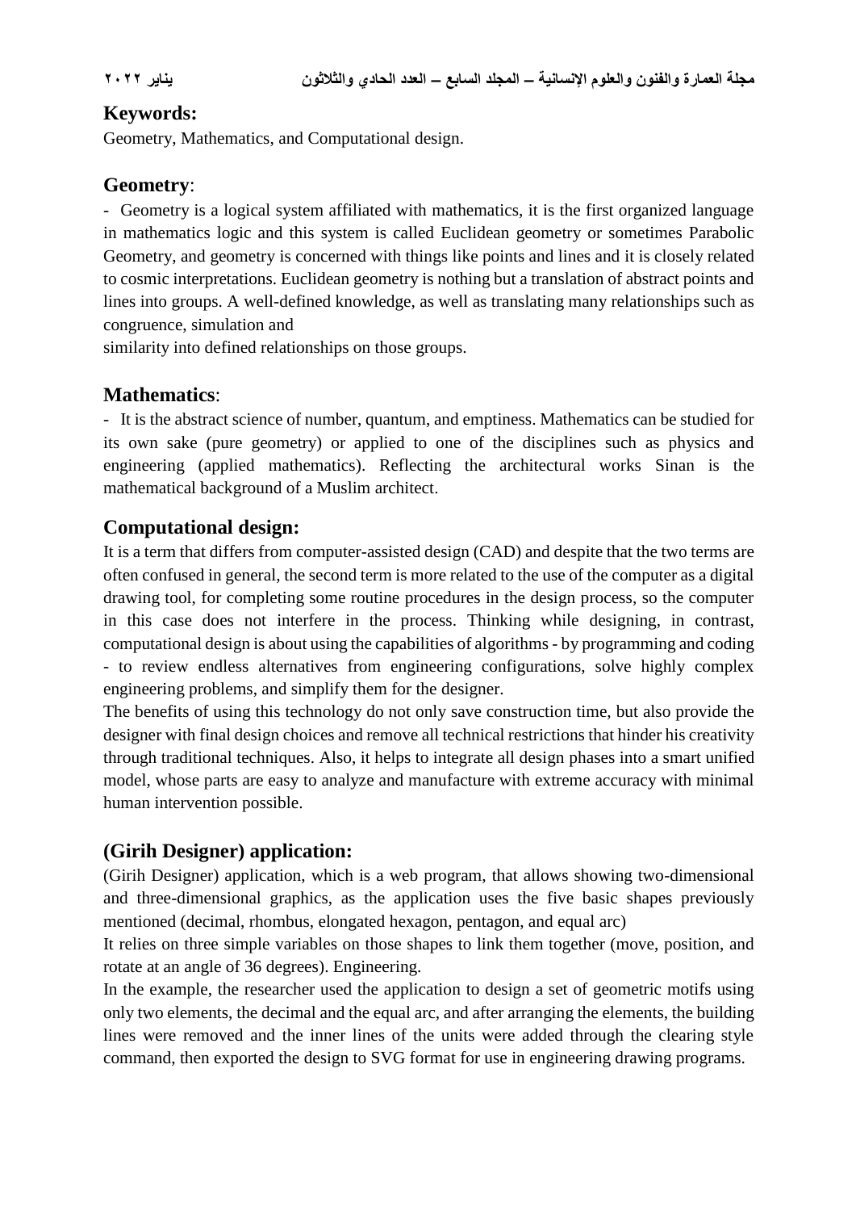## Keywords:

Geometry, Mathematics, and Computational design.

## Geometry:

- Geometry is a logical system affiliated with mathematics, it is the first organized language in mathematics logic and this system is called Euclidean geometry or sometimes Parabolic Geometry, and geometry is concerned with things like points and lines and it is closely related to cosmic interpretations. Euclidean geometry is nothing but a translation of abstract points and lines into groups. A well-defined knowledge, as well as translating many relationships such as congruence, simulation and similarity into defined relationships on those groups.

## Mathematics:

- It is the abstract science of number, quantum, and emptiness. Mathematics can be studied for its own sake (pure geometry) or applied to one of the disciplines such as physics and engineering (applied mathematics). Reflecting the architectural works Sinan is the mathematical background of a Muslim architect.

## Computational design:

It is a term that differs from computer-assisted design (CAD) and despite that the two terms are often confused in general, the second term is more related to the use of the computer as a digital drawing tool, for completing some routine procedures in the design process, so the computer in this case does not interfere in the process. Thinking while designing, in contrast, computational design is about using the capabilities of algorithms - by programming and coding - to review endless alternatives from engineering configurations, solve highly complex engineering problems, and simplify them for the designer.

The benefits of using this technology do not only save construction time, but also provide the designer with final design choices and remove all technical restrictions that hinder his creativity through traditional techniques. Also, it helps to integrate all design phases into a smart unified model, whose parts are easy to analyze and manufacture with extreme accuracy with minimal human intervention possible.

## (Girih Designer) application:

(Girih Designer) application, which is a web program, that allows showing two-dimensional and three-dimensional graphics, as the application uses the five basic shapes previously mentioned (decimal, rhombus, elongated hexagon, pentagon, and equal arc)

It relies on three simple variables on those shapes to link them together (move, position, and rotate at an angle of 36 degrees). Engineering.

In the example, the researcher used the application to design a set of geometric motifs using only two elements, the decimal and the equal arc, and after arranging the elements, the building lines were removed and the inner lines of the units were added through the clearing style command, then exported the design to SVG format for use in engineering drawing programs.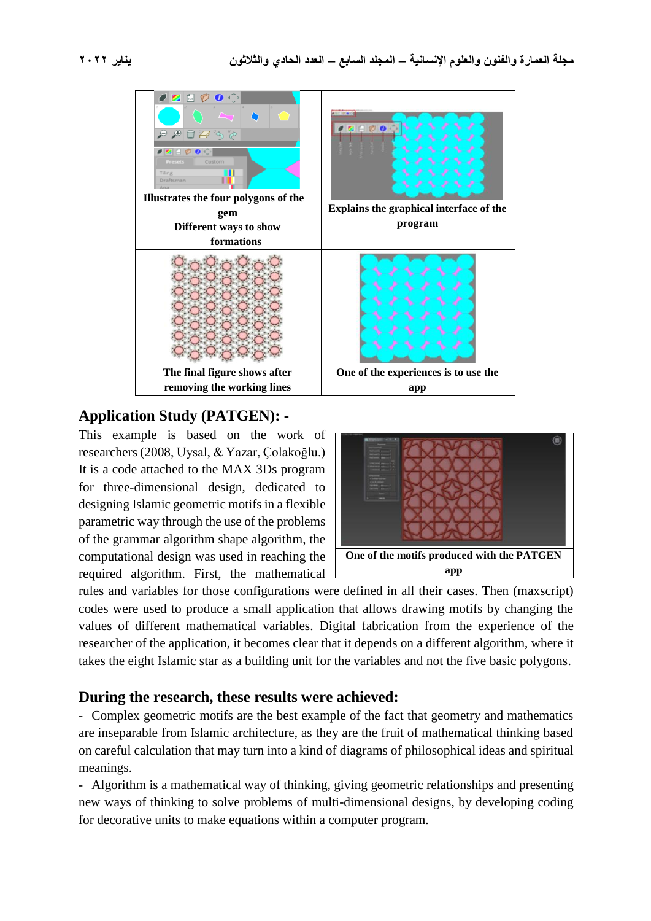| Illustrates the four polygons of the gem<br>Different ways to show formations | Explains the graphical interface of the program |
| --- | --- |
| The final figure shows after removing the working lines | One of the experiences is to use the app |

## Application Study (PATGEN): -

This example is based on the work of researchers (2008, Uysal, & Yazar, Çolakoğlu.) It is a code attached to the MAX 3Ds program for three-dimensional design, dedicated to designing Islamic geometric motifs in a flexible parametric way through the use of the problems of the grammar algorithm shape algorithm, the computational design was used in reaching the required algorithm. First, the mathematical rules and variables for those configurations were defined in all their cases. Then (maxscript) codes were used to produce a small application that allows drawing motifs by changing the values of different mathematical variables. Digital fabrication from the experience of the researcher of the application, it becomes clear that it depends on a different algorithm, where it takes the eight Islamic star as a building unit for the variables and not the five basic polygons.

**One of the motifs produced with the PATGEN app**

## During the research, these results were achieved:

- Complex geometric motifs are the best example of the fact that geometry and mathematics are inseparable from Islamic architecture, as they are the fruit of mathematical thinking based on careful calculation that may turn into a kind of diagrams of philosophical ideas and spiritual meanings.
- Algorithm is a mathematical way of thinking, giving geometric relationships and presenting new ways of thinking to solve problems of multi-dimensional designs, by developing coding for decorative units to make equations within a computer program.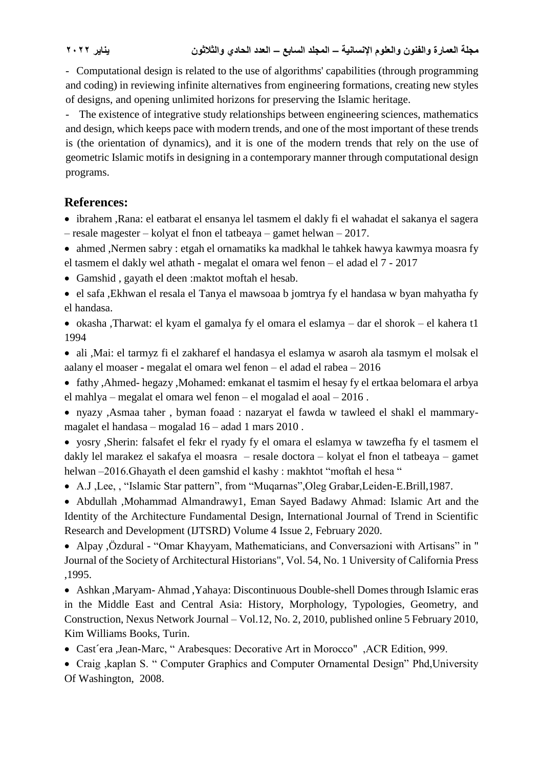- Computational design is related to the use of algorithms' capabilities (through programming and coding) in reviewing infinite alternatives from engineering formations, creating new styles of designs, and opening unlimited horizons for preserving the Islamic heritage.
- The existence of integrative study relationships between engineering sciences, mathematics and design, which keeps pace with modern trends, and one of the most important of these trends is (the orientation of dynamics), and it is one of the modern trends that rely on the use of geometric Islamic motifs in designing in a contemporary manner through computational design programs.

## References:

- ibrahem ,Rana: el eatbarat el ensanya lel tasmem el dakly fi el wahadat el sakanya el sagera – resale magester – kolyat el fnon el tatbeaya – gamet helwan – 2017.
- ahmed ,Nermen sabry : etgah el ornamatiks ka madkhal le tahkek hawya kawmya moasra fy el tasmem el dakly wel athath - megalat el omara wel fenon – el adad el 7 - 2017
- Gamshid , gayath el deen :maktot moftah el hesab.
- el safa ,Ekhwan el resala el Tanya el mawsoaa b jomtrya fy el handasa w byan mahyatha fy el handasa.
- okasha ,Tharwat: el kyam el gamalya fy el omara el eslamya – dar el shorok – el kahera t1 1994
- ali ,Mai: el tarmyz fi el zakharef el handasya el eslamya w asaroh ala tasmym el molsak el aalany el moaser - megalat el omara wel fenon – el adad el rabea – 2016
- fathy ,Ahmed- hegazy ,Mohamed: emkanat el tasmim el hesay fy el ertkaa belomara el arbya el mahlya – megalat el omara wel fenon – el mogalad el aoal – 2016 .
- nyazy ,Asmaa taher , byman foaad : nazaryat el fawda w tawleed el shakl el mammary-magalet el handasa – mogalad 16 – adad 1 mars 2010 .
- yosry ,Sherin: falsafet el fekr el ryady fy el omara el eslamya w tawzefha fy el tasmem el dakly lel marakez el sakafya el moasra – resale doctora – kolyat el fnon el tatbeaya – gamet helwan –2016.Ghayath el deen gamshid el kashy : makhtot "moftah el hesa "
- A.J ,Lee, , "Islamic Star pattern", from "Muqarnas",Oleg Grabar,Leiden-E.Brill,1987.
- Abdullah ,Mohammad Almandrawy1, Eman Sayed Badawy Ahmad: Islamic Art and the Identity of the Architecture Fundamental Design, International Journal of Trend in Scientific Research and Development (IJTSRD) Volume 4 Issue 2, February 2020.
- Alpay ,Özdural - "Omar Khayyam, Mathematicians, and Conversazioni with Artisans" in " Journal of the Society of Architectural Historians", Vol. 54, No. 1 University of California Press ,1995.
- Ashkan ,Maryam- Ahmad ,Yahaya: Discontinuous Double-shell Domes through Islamic eras in the Middle East and Central Asia: History, Morphology, Typologies, Geometry, and Construction, Nexus Network Journal – Vol.12, No. 2, 2010, published online 5 February 2010, Kim Williams Books, Turin.
- Cast´era ,Jean-Marc, " Arabesques: Decorative Art in Morocco" ,ACR Edition, 999.
- Craig ,kaplan S. " Computer Graphics and Computer Ornamental Design" Phd,University Of Washington, 2008.